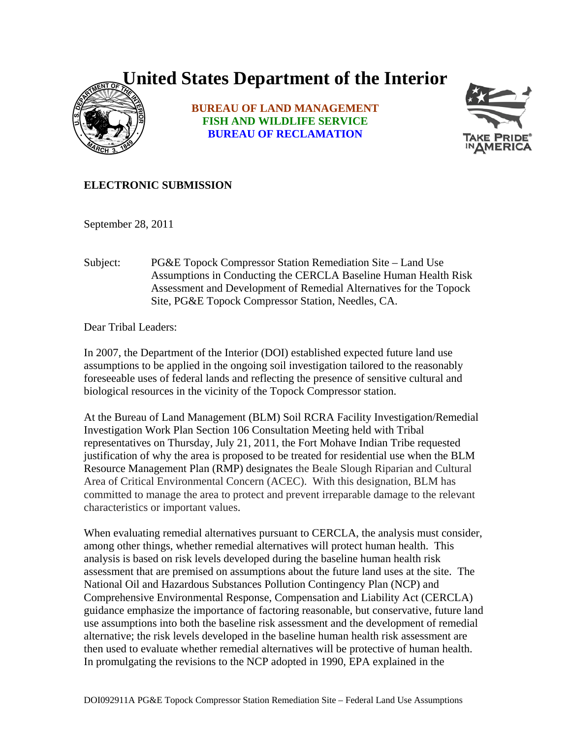# United States Department of the Interior

**BUREAU OF LAND MANAGEMENT**
**FISH AND WILDLIFE SERVICE**
**BUREAU OF RECLAMATION**

**ELECTRONIC SUBMISSION**

September 28, 2011

Subject: PG&E Topock Compressor Station Remediation Site – Land Use Assumptions in Conducting the CERCLA Baseline Human Health Risk Assessment and Development of Remedial Alternatives for the Topock Site, PG&E Topock Compressor Station, Needles, CA.

Dear Tribal Leaders:

In 2007, the Department of the Interior (DOI) established expected future land use assumptions to be applied in the ongoing soil investigation tailored to the reasonably foreseeable uses of federal lands and reflecting the presence of sensitive cultural and biological resources in the vicinity of the Topock Compressor station.

At the Bureau of Land Management (BLM) Soil RCRA Facility Investigation/Remedial Investigation Work Plan Section 106 Consultation Meeting held with Tribal representatives on Thursday, July 21, 2011, the Fort Mohave Indian Tribe requested justification of why the area is proposed to be treated for residential use when the BLM Resource Management Plan (RMP) designates the Beale Slough Riparian and Cultural Area of Critical Environmental Concern (ACEC). With this designation, BLM has committed to manage the area to protect and prevent irreparable damage to the relevant characteristics or important values.

When evaluating remedial alternatives pursuant to CERCLA, the analysis must consider, among other things, whether remedial alternatives will protect human health. This analysis is based on risk levels developed during the baseline human health risk assessment that are premised on assumptions about the future land uses at the site. The National Oil and Hazardous Substances Pollution Contingency Plan (NCP) and Comprehensive Environmental Response, Compensation and Liability Act (CERCLA) guidance emphasize the importance of factoring reasonable, but conservative, future land use assumptions into both the baseline risk assessment and the development of remedial alternative; the risk levels developed in the baseline human health risk assessment are then used to evaluate whether remedial alternatives will be protective of human health. In promulgating the revisions to the NCP adopted in 1990, EPA explained in the

DOI092911A PG&E Topock Compressor Station Remediation Site – Federal Land Use Assumptions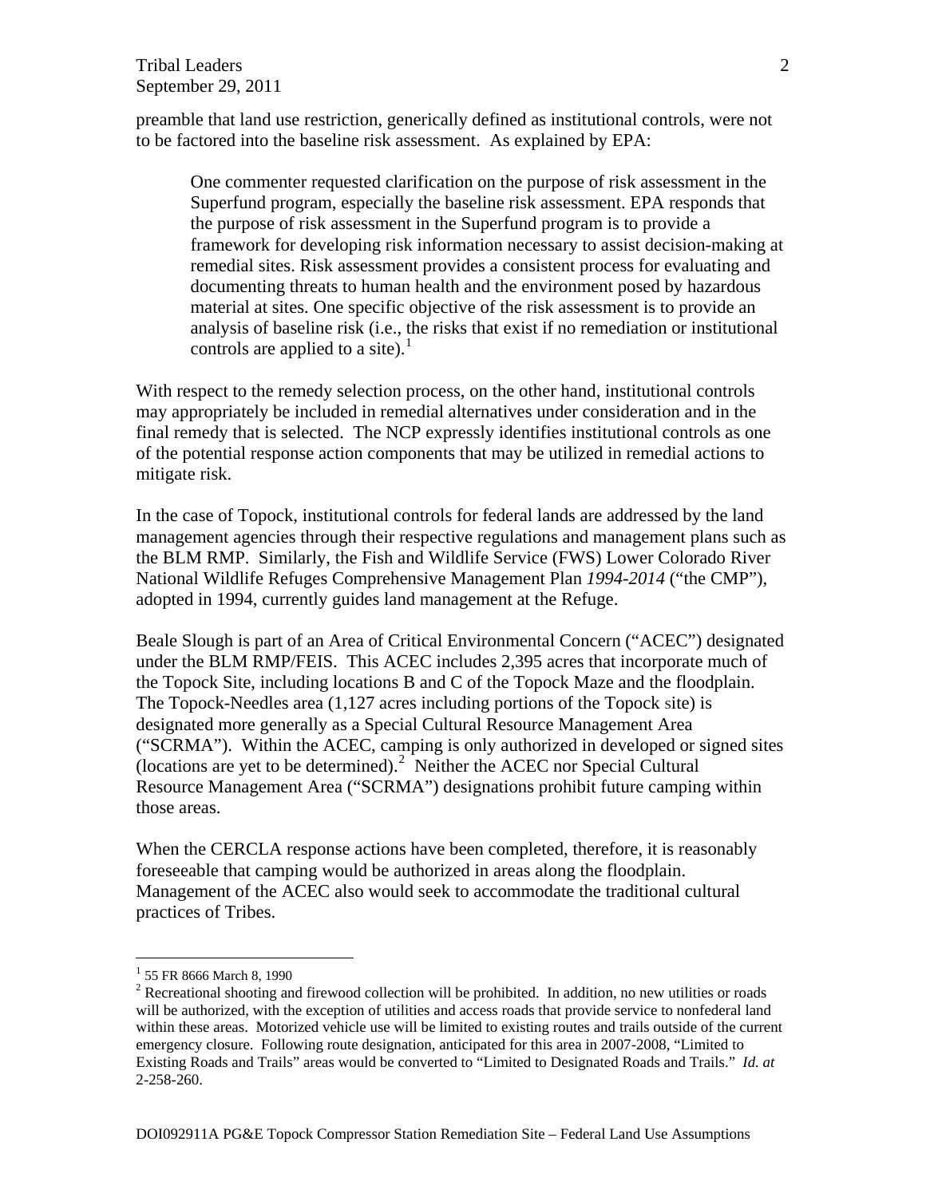preamble that land use restriction, generically defined as institutional controls, were not to be factored into the baseline risk assessment. As explained by EPA:

> One commenter requested clarification on the purpose of risk assessment in the Superfund program, especially the baseline risk assessment. EPA responds that the purpose of risk assessment in the Superfund program is to provide a framework for developing risk information necessary to assist decision-making at remedial sites. Risk assessment provides a consistent process for evaluating and documenting threats to human health and the environment posed by hazardous material at sites. One specific objective of the risk assessment is to provide an analysis of baseline risk (i.e., the risks that exist if no remediation or institutional controls are applied to a site).[1]

With respect to the remedy selection process, on the other hand, institutional controls may appropriately be included in remedial alternatives under consideration and in the final remedy that is selected. The NCP expressly identifies institutional controls as one of the potential response action components that may be utilized in remedial actions to mitigate risk.

In the case of Topock, institutional controls for federal lands are addressed by the land management agencies through their respective regulations and management plans such as the BLM RMP. Similarly, the Fish and Wildlife Service (FWS) Lower Colorado River National Wildlife Refuges Comprehensive Management Plan *1994-2014* ("the CMP"), adopted in 1994, currently guides land management at the Refuge.

Beale Slough is part of an Area of Critical Environmental Concern ("ACEC") designated under the BLM RMP/FEIS. This ACEC includes 2,395 acres that incorporate much of the Topock Site, including locations B and C of the Topock Maze and the floodplain. The Topock-Needles area (1,127 acres including portions of the Topock site) is designated more generally as a Special Cultural Resource Management Area ("SCRMA"). Within the ACEC, camping is only authorized in developed or signed sites (locations are yet to be determined).[2] Neither the ACEC nor Special Cultural Resource Management Area ("SCRMA") designations prohibit future camping within those areas.

When the CERCLA response actions have been completed, therefore, it is reasonably foreseeable that camping would be authorized in areas along the floodplain. Management of the ACEC also would seek to accommodate the traditional cultural practices of Tribes.

---

[1] 55 FR 8666 March 8, 1990

[2] Recreational shooting and firewood collection will be prohibited. In addition, no new utilities or roads will be authorized, with the exception of utilities and access roads that provide service to nonfederal land within these areas. Motorized vehicle use will be limited to existing routes and trails outside of the current emergency closure. Following route designation, anticipated for this area in 2007-2008, "Limited to Existing Roads and Trails" areas would be converted to "Limited to Designated Roads and Trails." *Id. at* 2-258-260.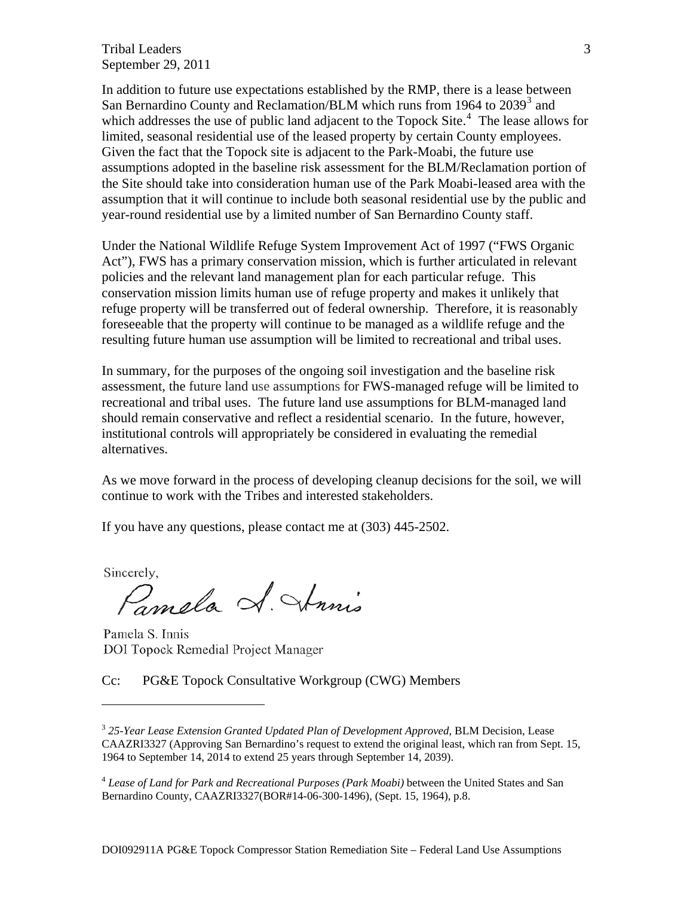In addition to future use expectations established by the RMP, there is a lease between San Bernardino County and Reclamation/BLM which runs from 1964 to 2039[3] and which addresses the use of public land adjacent to the Topock Site.[4] The lease allows for limited, seasonal residential use of the leased property by certain County employees. Given the fact that the Topock site is adjacent to the Park-Moabi, the future use assumptions adopted in the baseline risk assessment for the BLM/Reclamation portion of the Site should take into consideration human use of the Park Moabi-leased area with the assumption that it will continue to include both seasonal residential use by the public and year-round residential use by a limited number of San Bernardino County staff.

Under the National Wildlife Refuge System Improvement Act of 1997 ("FWS Organic Act"), FWS has a primary conservation mission, which is further articulated in relevant policies and the relevant land management plan for each particular refuge. This conservation mission limits human use of refuge property and makes it unlikely that refuge property will be transferred out of federal ownership. Therefore, it is reasonably foreseeable that the property will continue to be managed as a wildlife refuge and the resulting future human use assumption will be limited to recreational and tribal uses.

In summary, for the purposes of the ongoing soil investigation and the baseline risk assessment, the future land use assumptions for FWS-managed refuge will be limited to recreational and tribal uses. The future land use assumptions for BLM-managed land should remain conservative and reflect a residential scenario. In the future, however, institutional controls will appropriately be considered in evaluating the remedial alternatives.

As we move forward in the process of developing cleanup decisions for the soil, we will continue to work with the Tribes and interested stakeholders.

If you have any questions, please contact me at (303) 445-2502.

Sincerely,

Pamela S. Innis

Pamela S. Innis
DOI Topock Remedial Project Manager

Cc: PG&E Topock Consultative Workgroup (CWG) Members

---

[3] *25-Year Lease Extension Granted Updated Plan of Development Approved*, BLM Decision, Lease CAAZRI3327 (Approving San Bernardino's request to extend the original least, which ran from Sept. 15, 1964 to September 14, 2014 to extend 25 years through September 14, 2039).

[4] *Lease of Land for Park and Recreational Purposes (Park Moabi)* between the United States and San Bernardino County, CAAZRI3327(BOR#14-06-300-1496), (Sept. 15, 1964), p.8.